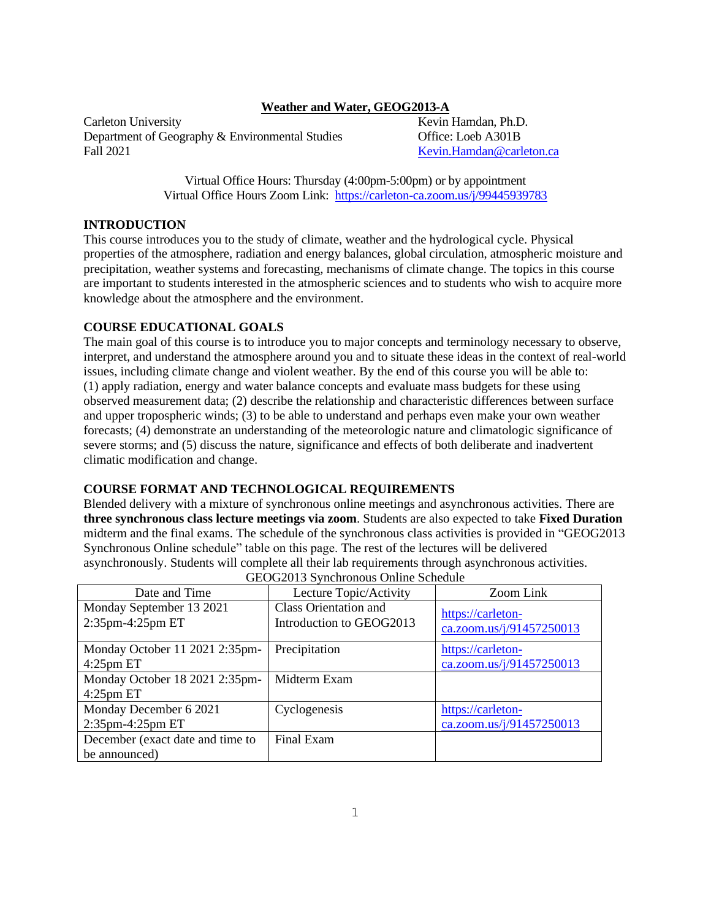# Weather and Water, GEOG2013-A

Carleton University
Department of Geography & Environmental Studies
Fall 2021

Kevin Hamdan, Ph.D.
Office: Loeb A301B
Kevin.Hamdan@carleton.ca

Virtual Office Hours: Thursday (4:00pm-5:00pm) or by appointment
Virtual Office Hours Zoom Link: https://carleton-ca.zoom.us/j/99445939783

## INTRODUCTION

This course introduces you to the study of climate, weather and the hydrological cycle. Physical properties of the atmosphere, radiation and energy balances, global circulation, atmospheric moisture and precipitation, weather systems and forecasting, mechanisms of climate change. The topics in this course are important to students interested in the atmospheric sciences and to students who wish to acquire more knowledge about the atmosphere and the environment.

## COURSE EDUCATIONAL GOALS

The main goal of this course is to introduce you to major concepts and terminology necessary to observe, interpret, and understand the atmosphere around you and to situate these ideas in the context of real-world issues, including climate change and violent weather. By the end of this course you will be able to: (1) apply radiation, energy and water balance concepts and evaluate mass budgets for these using observed measurement data; (2) describe the relationship and characteristic differences between surface and upper tropospheric winds; (3) to be able to understand and perhaps even make your own weather forecasts; (4) demonstrate an understanding of the meteorologic and climatologic significance of severe storms; and (5) discuss the nature, significance and effects of both deliberate and inadvertent climatic modification and change.

## COURSE FORMAT AND TECHNOLOGICAL REQUIREMENTS

Blended delivery with a mixture of synchronous online meetings and asynchronous activities. There are **three synchronous class lecture meetings via zoom**. Students are also expected to take **Fixed Duration** midterm and the final exams. The schedule of the synchronous class activities is provided in "GEOG2013 Synchronous Online schedule" table on this page. The rest of the lectures will be delivered asynchronously. Students will complete all their lab requirements through asynchronous activities.

GEOG2013 Synchronous Online Schedule

| Date and Time | Lecture Topic/Activity | Zoom Link |
|---|---|---|
| Monday September 13 2021 2:35pm-4:25pm ET | Class Orientation and Introduction to GEOG2013 | https://carleton-ca.zoom.us/j/91457250013 |
| Monday October 11 2021 2:35pm-4:25pm ET | Precipitation | https://carleton-ca.zoom.us/j/91457250013 |
| Monday October 18 2021 2:35pm-4:25pm ET | Midterm Exam | |
| Monday December 6 2021 2:35pm-4:25pm ET | Cyclogenesis | https://carleton-ca.zoom.us/j/91457250013 |
| December (exact date and time to be announced) | Final Exam | |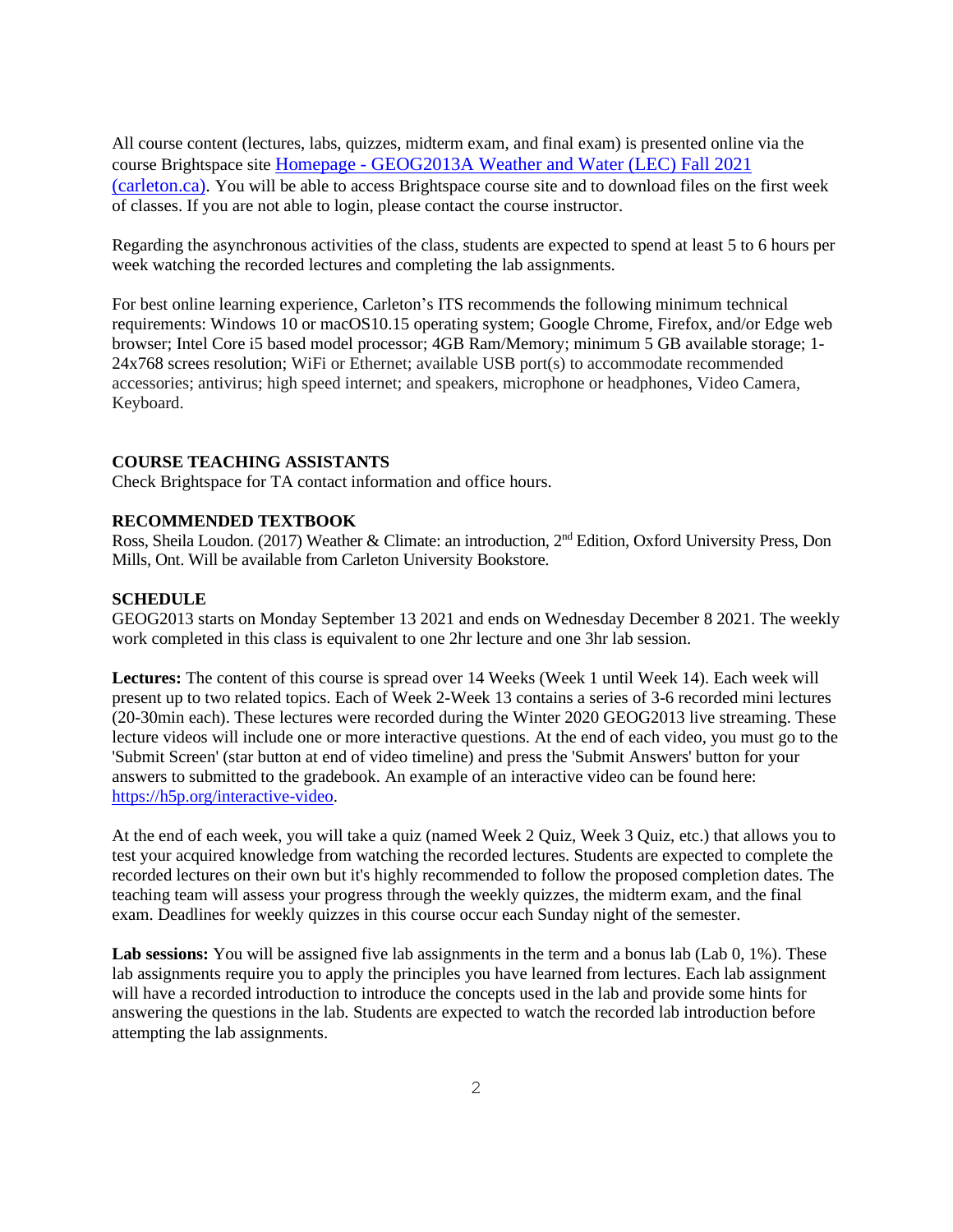All course content (lectures, labs, quizzes, midterm exam, and final exam) is presented online via the course Brightspace site [Homepage - GEOG2013A Weather and Water (LEC) Fall 2021 (carleton.ca)](). You will be able to access Brightspace course site and to download files on the first week of classes. If you are not able to login, please contact the course instructor.

Regarding the asynchronous activities of the class, students are expected to spend at least 5 to 6 hours per week watching the recorded lectures and completing the lab assignments.

For best online learning experience, Carleton's ITS recommends the following minimum technical requirements: Windows 10 or macOS10.15 operating system; Google Chrome, Firefox, and/or Edge web browser; Intel Core i5 based model processor; 4GB Ram/Memory; minimum 5 GB available storage; 1-24x768 screes resolution; WiFi or Ethernet; available USB port(s) to accommodate recommended accessories; antivirus; high speed internet; and speakers, microphone or headphones, Video Camera, Keyboard.

**COURSE TEACHING ASSISTANTS**

Check Brightspace for TA contact information and office hours.

**RECOMMENDED TEXTBOOK**

Ross, Sheila Loudon. (2017) Weather & Climate: an introduction, 2nd Edition, Oxford University Press, Don Mills, Ont. Will be available from Carleton University Bookstore.

**SCHEDULE**

GEOG2013 starts on Monday September 13 2021 and ends on Wednesday December 8 2021. The weekly work completed in this class is equivalent to one 2hr lecture and one 3hr lab session.

**Lectures:** The content of this course is spread over 14 Weeks (Week 1 until Week 14). Each week will present up to two related topics. Each of Week 2-Week 13 contains a series of 3-6 recorded mini lectures (20-30min each). These lectures were recorded during the Winter 2020 GEOG2013 live streaming. These lecture videos will include one or more interactive questions. At the end of each video, you must go to the 'Submit Screen' (star button at end of video timeline) and press the 'Submit Answers' button for your answers to submitted to the gradebook. An example of an interactive video can be found here: [https://h5p.org/interactive-video](https://h5p.org/interactive-video).

At the end of each week, you will take a quiz (named Week 2 Quiz, Week 3 Quiz, etc.) that allows you to test your acquired knowledge from watching the recorded lectures. Students are expected to complete the recorded lectures on their own but it's highly recommended to follow the proposed completion dates. The teaching team will assess your progress through the weekly quizzes, the midterm exam, and the final exam. Deadlines for weekly quizzes in this course occur each Sunday night of the semester.

**Lab sessions:** You will be assigned five lab assignments in the term and a bonus lab (Lab 0, 1%). These lab assignments require you to apply the principles you have learned from lectures. Each lab assignment will have a recorded introduction to introduce the concepts used in the lab and provide some hints for answering the questions in the lab. Students are expected to watch the recorded lab introduction before attempting the lab assignments.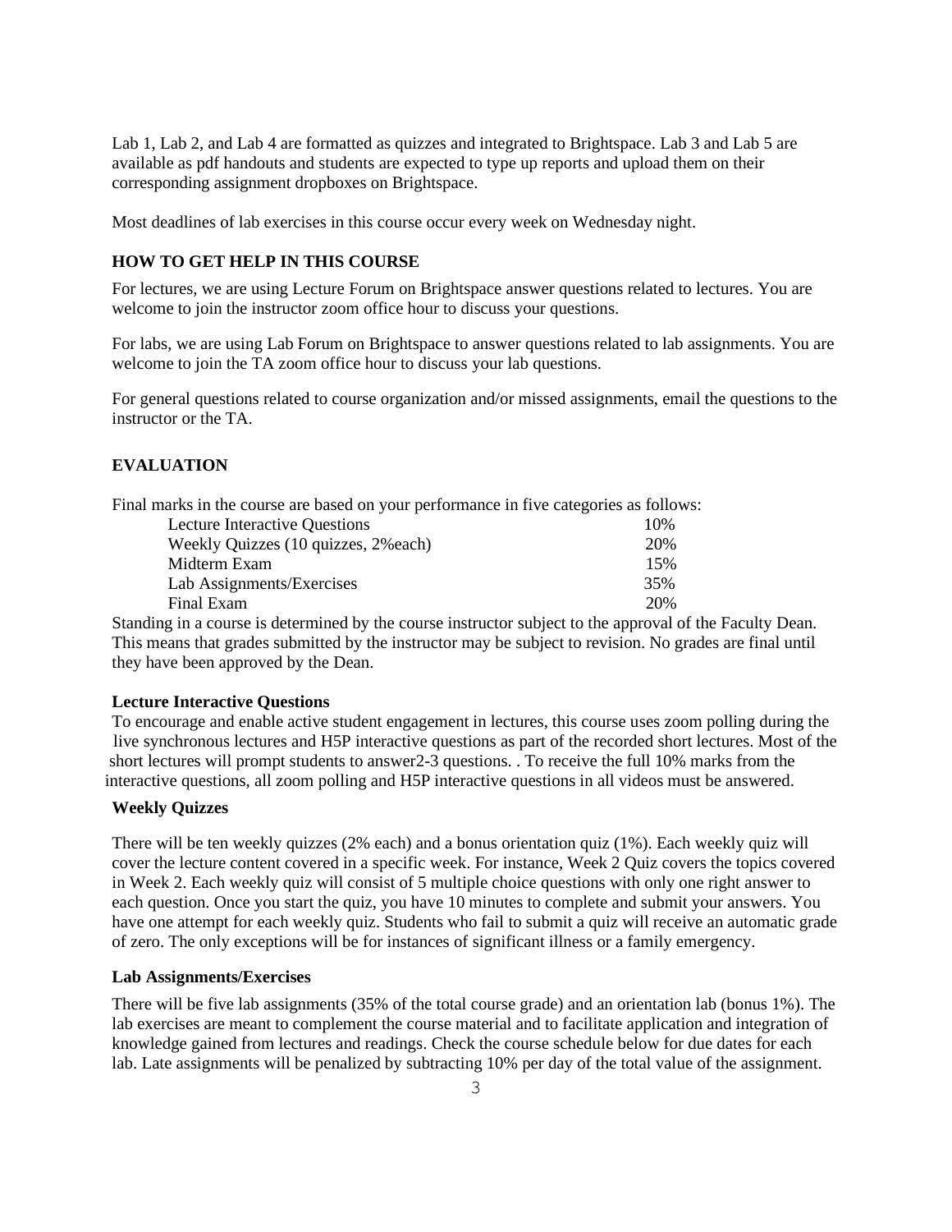Lab 1, Lab 2, and Lab 4 are formatted as quizzes and integrated to Brightspace. Lab 3 and Lab 5 are available as pdf handouts and students are expected to type up reports and upload them on their corresponding assignment dropboxes on Brightspace.

Most deadlines of lab exercises in this course occur every week on Wednesday night.

## HOW TO GET HELP IN THIS COURSE

For lectures, we are using Lecture Forum on Brightspace answer questions related to lectures. You are welcome to join the instructor zoom office hour to discuss your questions.

For labs, we are using Lab Forum on Brightspace to answer questions related to lab assignments. You are welcome to join the TA zoom office hour to discuss your lab questions.

For general questions related to course organization and/or missed assignments, email the questions to the instructor or the TA.

## EVALUATION

Final marks in the course are based on your performance in five categories as follows:

| Category | Weight |
|---|---|
| Lecture Interactive Questions | 10% |
| Weekly Quizzes (10 quizzes, 2%each) | 20% |
| Midterm Exam | 15% |
| Lab Assignments/Exercises | 35% |
| Final Exam | 20% |

Standing in a course is determined by the course instructor subject to the approval of the Faculty Dean. This means that grades submitted by the instructor may be subject to revision. No grades are final until they have been approved by the Dean.

### Lecture Interactive Questions

To encourage and enable active student engagement in lectures, this course uses zoom polling during the live synchronous lectures and H5P interactive questions as part of the recorded short lectures. Most of the short lectures will prompt students to answer2-3 questions. . To receive the full 10% marks from the interactive questions, all zoom polling and H5P interactive questions in all videos must be answered.

### Weekly Quizzes

There will be ten weekly quizzes (2% each) and a bonus orientation quiz (1%). Each weekly quiz will cover the lecture content covered in a specific week. For instance, Week 2 Quiz covers the topics covered in Week 2. Each weekly quiz will consist of 5 multiple choice questions with only one right answer to each question. Once you start the quiz, you have 10 minutes to complete and submit your answers. You have one attempt for each weekly quiz. Students who fail to submit a quiz will receive an automatic grade of zero. The only exceptions will be for instances of significant illness or a family emergency.

### Lab Assignments/Exercises

There will be five lab assignments (35% of the total course grade) and an orientation lab (bonus 1%). The lab exercises are meant to complement the course material and to facilitate application and integration of knowledge gained from lectures and readings. Check the course schedule below for due dates for each lab. Late assignments will be penalized by subtracting 10% per day of the total value of the assignment.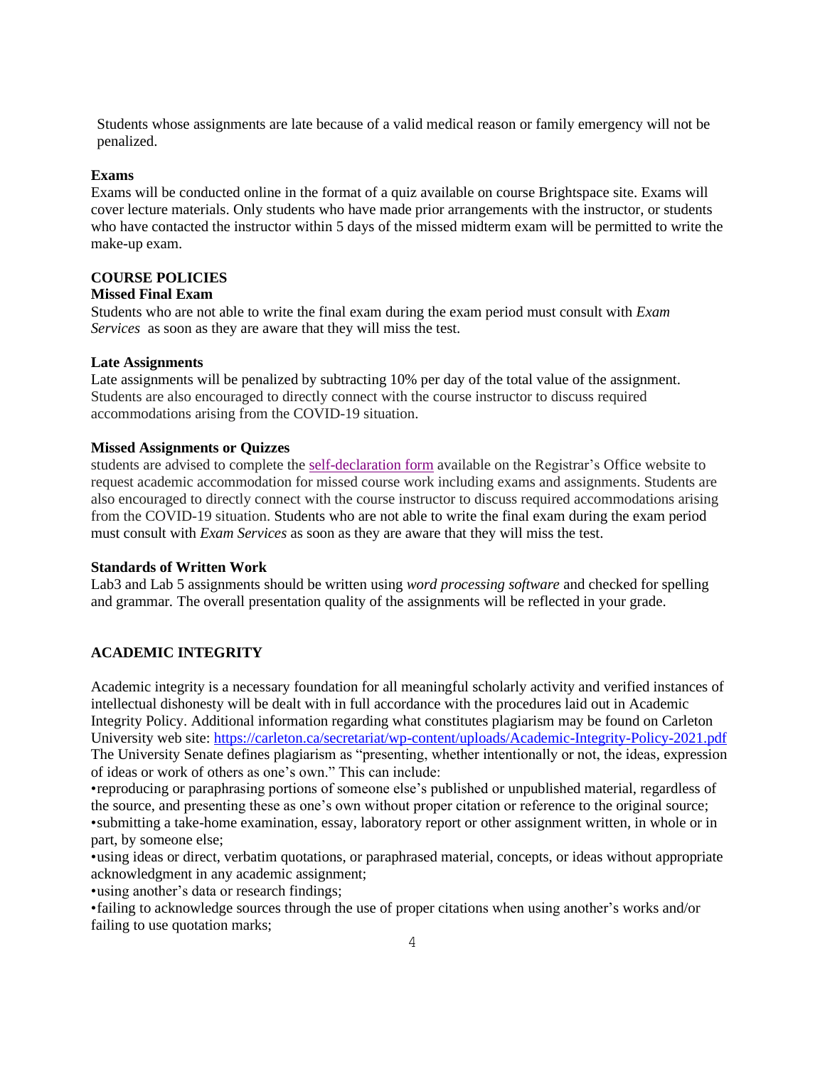Students whose assignments are late because of a valid medical reason or family emergency will not be penalized.

**Exams**

Exams will be conducted online in the format of a quiz available on course Brightspace site. Exams will cover lecture materials. Only students who have made prior arrangements with the instructor, or students who have contacted the instructor within 5 days of the missed midterm exam will be permitted to write the make-up exam.

## COURSE POLICIES

**Missed Final Exam**

Students who are not able to write the final exam during the exam period must consult with *Exam Services* as soon as they are aware that they will miss the test.

**Late Assignments**

Late assignments will be penalized by subtracting 10% per day of the total value of the assignment. Students are also encouraged to directly connect with the course instructor to discuss required accommodations arising from the COVID-19 situation.

**Missed Assignments or Quizzes**

students are advised to complete the self-declaration form available on the Registrar's Office website to request academic accommodation for missed course work including exams and assignments. Students are also encouraged to directly connect with the course instructor to discuss required accommodations arising from the COVID-19 situation. Students who are not able to write the final exam during the exam period must consult with *Exam Services* as soon as they are aware that they will miss the test.

**Standards of Written Work**

Lab3 and Lab 5 assignments should be written using *word processing software* and checked for spelling and grammar. The overall presentation quality of the assignments will be reflected in your grade.

## ACADEMIC INTEGRITY

Academic integrity is a necessary foundation for all meaningful scholarly activity and verified instances of intellectual dishonesty will be dealt with in full accordance with the procedures laid out in Academic Integrity Policy. Additional information regarding what constitutes plagiarism may be found on Carleton University web site: https://carleton.ca/secretariat/wp-content/uploads/Academic-Integrity-Policy-2021.pdf
The University Senate defines plagiarism as "presenting, whether intentionally or not, the ideas, expression of ideas or work of others as one's own." This can include:

- reproducing or paraphrasing portions of someone else's published or unpublished material, regardless of the source, and presenting these as one's own without proper citation or reference to the original source;
- submitting a take-home examination, essay, laboratory report or other assignment written, in whole or in part, by someone else;
- using ideas or direct, verbatim quotations, or paraphrased material, concepts, or ideas without appropriate acknowledgment in any academic assignment;
- using another's data or research findings;
- failing to acknowledge sources through the use of proper citations when using another's works and/or failing to use quotation marks;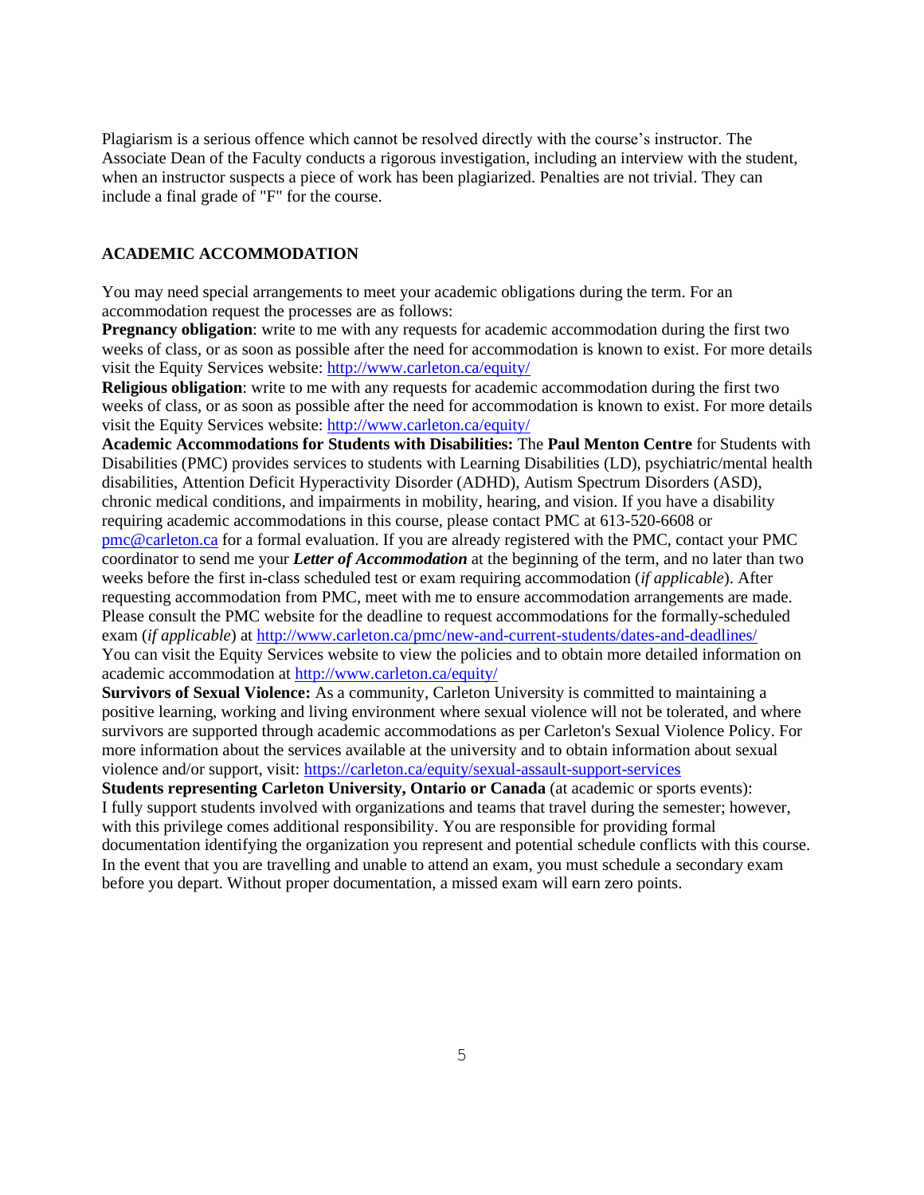Plagiarism is a serious offence which cannot be resolved directly with the course's instructor. The Associate Dean of the Faculty conducts a rigorous investigation, including an interview with the student, when an instructor suspects a piece of work has been plagiarized. Penalties are not trivial. They can include a final grade of "F" for the course.

## ACADEMIC ACCOMMODATION

You may need special arrangements to meet your academic obligations during the term. For an accommodation request the processes are as follows:

**Pregnancy obligation**: write to me with any requests for academic accommodation during the first two weeks of class, or as soon as possible after the need for accommodation is known to exist. For more details visit the Equity Services website: [http://www.carleton.ca/equity/](http://www.carleton.ca/equity/)

**Religious obligation**: write to me with any requests for academic accommodation during the first two weeks of class, or as soon as possible after the need for accommodation is known to exist. For more details visit the Equity Services website: [http://www.carleton.ca/equity/](http://www.carleton.ca/equity/)

**Academic Accommodations for Students with Disabilities:** The **Paul Menton Centre** for Students with Disabilities (PMC) provides services to students with Learning Disabilities (LD), psychiatric/mental health disabilities, Attention Deficit Hyperactivity Disorder (ADHD), Autism Spectrum Disorders (ASD), chronic medical conditions, and impairments in mobility, hearing, and vision. If you have a disability requiring academic accommodations in this course, please contact PMC at 613-520-6608 or [pmc@carleton.ca](mailto:pmc@carleton.ca) for a formal evaluation. If you are already registered with the PMC, contact your PMC coordinator to send me your ***Letter of Accommodation*** at the beginning of the term, and no later than two weeks before the first in-class scheduled test or exam requiring accommodation (*if applicable*). After requesting accommodation from PMC, meet with me to ensure accommodation arrangements are made. Please consult the PMC website for the deadline to request accommodations for the formally-scheduled exam (*if applicable*) at [http://www.carleton.ca/pmc/new-and-current-students/dates-and-deadlines/](http://www.carleton.ca/pmc/new-and-current-students/dates-and-deadlines/)
You can visit the Equity Services website to view the policies and to obtain more detailed information on academic accommodation at [http://www.carleton.ca/equity/](http://www.carleton.ca/equity/)

**Survivors of Sexual Violence:** As a community, Carleton University is committed to maintaining a positive learning, working and living environment where sexual violence will not be tolerated, and where survivors are supported through academic accommodations as per Carleton's Sexual Violence Policy. For more information about the services available at the university and to obtain information about sexual violence and/or support, visit: [https://carleton.ca/equity/sexual-assault-support-services](https://carleton.ca/equity/sexual-assault-support-services)

**Students representing Carleton University, Ontario or Canada** (at academic or sports events):
I fully support students involved with organizations and teams that travel during the semester; however, with this privilege comes additional responsibility. You are responsible for providing formal documentation identifying the organization you represent and potential schedule conflicts with this course. In the event that you are travelling and unable to attend an exam, you must schedule a secondary exam before you depart. Without proper documentation, a missed exam will earn zero points.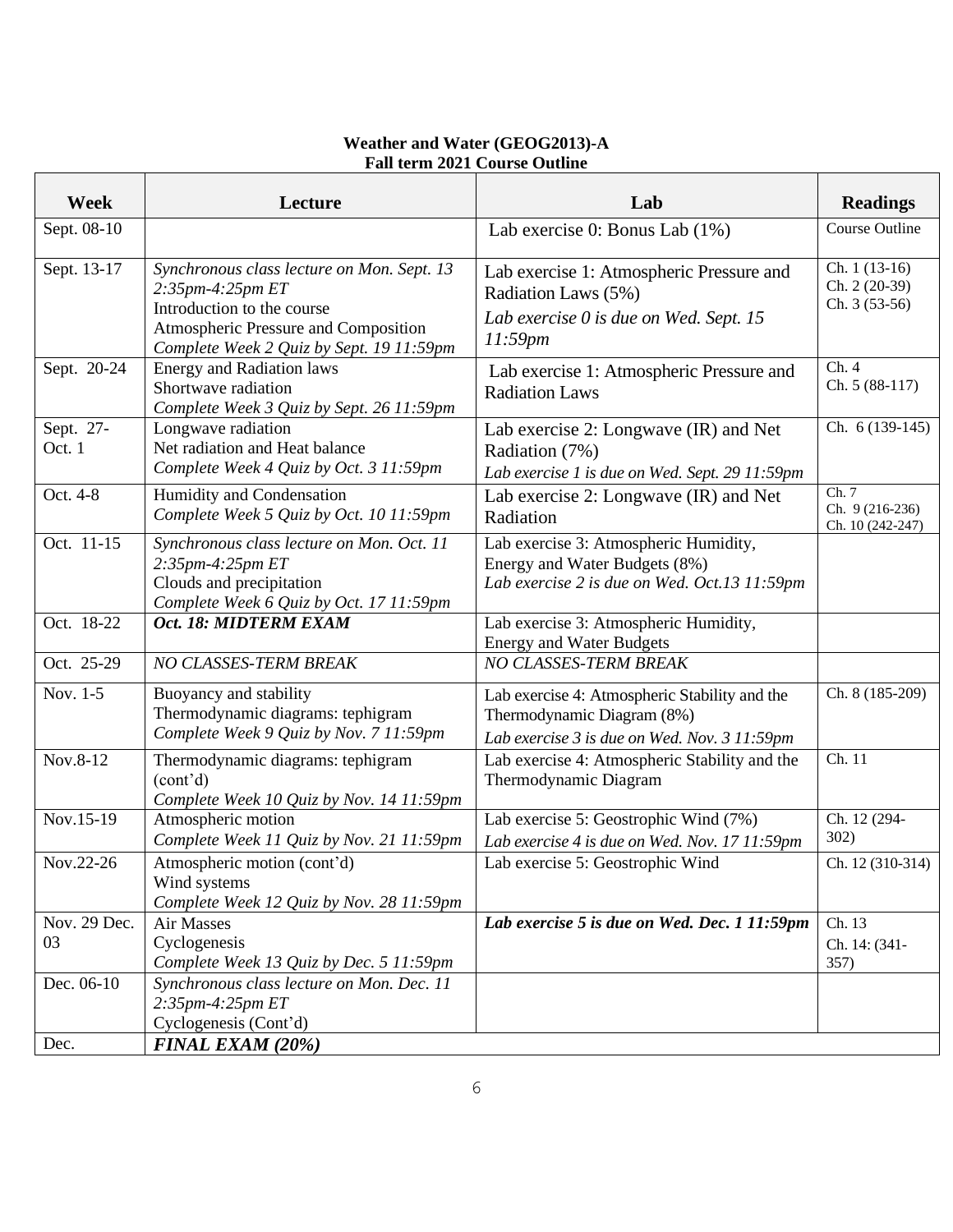**Weather and Water (GEOG2013)-A**
**Fall term 2021 Course Outline**

| Week | Lecture | Lab | Readings |
|---|---|---|---|
| Sept. 08-10 | | Lab exercise 0: Bonus Lab (1%) | Course Outline |
| Sept. 13-17 | *Synchronous class lecture on Mon. Sept. 13 2:35pm-4:25pm ET*<br>Introduction to the course<br>Atmospheric Pressure and Composition<br>*Complete Week 2 Quiz by Sept. 19 11:59pm* | Lab exercise 1: Atmospheric Pressure and Radiation Laws (5%)<br>*Lab exercise 0 is due on Wed. Sept. 15 11:59pm* | Ch. 1 (13-16)<br>Ch. 2 (20-39)<br>Ch. 3 (53-56) |
| Sept. 20-24 | Energy and Radiation laws<br>Shortwave radiation<br>*Complete Week 3 Quiz by Sept. 26 11:59pm* | Lab exercise 1: Atmospheric Pressure and Radiation Laws | Ch. 4<br>Ch. 5 (88-117) |
| Sept. 27-Oct. 1 | Longwave radiation<br>Net radiation and Heat balance<br>*Complete Week 4 Quiz by Oct. 3 11:59pm* | Lab exercise 2: Longwave (IR) and Net Radiation (7%)<br>*Lab exercise 1 is due on Wed. Sept. 29 11:59pm* | Ch. 6 (139-145) |
| Oct. 4-8 | Humidity and Condensation<br>*Complete Week 5 Quiz by Oct. 10 11:59pm* | Lab exercise 2: Longwave (IR) and Net Radiation | Ch. 7<br>Ch. 9 (216-236)<br>Ch. 10 (242-247) |
| Oct. 11-15 | *Synchronous class lecture on Mon. Oct. 11 2:35pm-4:25pm ET*<br>Clouds and precipitation<br>*Complete Week 6 Quiz by Oct. 17 11:59pm* | Lab exercise 3: Atmospheric Humidity, Energy and Water Budgets (8%)<br>*Lab exercise 2 is due on Wed. Oct.13 11:59pm* | |
| Oct. 18-22 | ***Oct. 18: MIDTERM EXAM*** | Lab exercise 3: Atmospheric Humidity, Energy and Water Budgets | |
| Oct. 25-29 | *NO CLASSES-TERM BREAK* | *NO CLASSES-TERM BREAK* | |
| Nov. 1-5 | Buoyancy and stability<br>Thermodynamic diagrams: tephigram<br>*Complete Week 9 Quiz by Nov. 7 11:59pm* | Lab exercise 4: Atmospheric Stability and the Thermodynamic Diagram (8%)<br>*Lab exercise 3 is due on Wed. Nov. 3 11:59pm* | Ch. 8 (185-209) |
| Nov.8-12 | Thermodynamic diagrams: tephigram (cont'd)<br>*Complete Week 10 Quiz by Nov. 14 11:59pm* | Lab exercise 4: Atmospheric Stability and the Thermodynamic Diagram | Ch. 11 |
| Nov.15-19 | Atmospheric motion<br>*Complete Week 11 Quiz by Nov. 21 11:59pm* | Lab exercise 5: Geostrophic Wind (7%)<br>*Lab exercise 4 is due on Wed. Nov. 17 11:59pm* | Ch. 12 (294-302) |
| Nov.22-26 | Atmospheric motion (cont'd)<br>Wind systems<br>*Complete Week 12 Quiz by Nov. 28 11:59pm* | Lab exercise 5: Geostrophic Wind | Ch. 12 (310-314) |
| Nov. 29 Dec. 03 | Air Masses<br>Cyclogenesis<br>*Complete Week 13 Quiz by Dec. 5 11:59pm* | ***Lab exercise 5 is due on Wed. Dec. 1 11:59pm*** | Ch. 13<br>Ch. 14: (341-357) |
| Dec. 06-10 | *Synchronous class lecture on Mon. Dec. 11 2:35pm-4:25pm ET*<br>Cyclogenesis (Cont'd) | | |
| Dec. | ***FINAL EXAM (20%)*** | | |